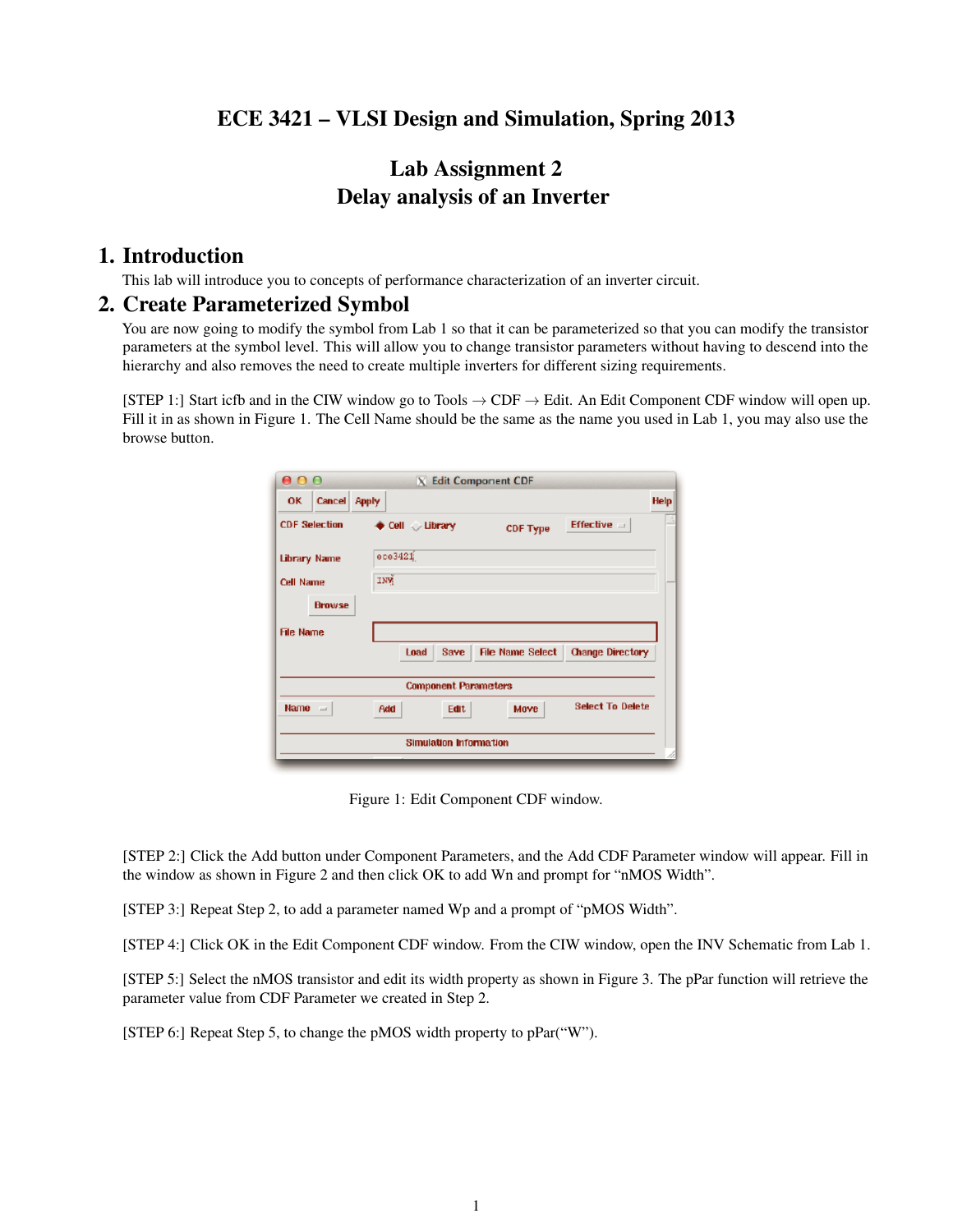# ECE 3421 – VLSI Design and Simulation, Spring 2013

## Lab Assignment 2
## Delay analysis of an Inverter

## 1. Introduction

This lab will introduce you to concepts of performance characterization of an inverter circuit.

## 2. Create Parameterized Symbol

You are now going to modify the symbol from Lab 1 so that it can be parameterized so that you can modify the transistor parameters at the symbol level. This will allow you to change transistor parameters without having to descend into the hierarchy and also removes the need to create multiple inverters for different sizing requirements.

[STEP 1:] Start icfb and in the CIW window go to Tools → CDF → Edit. An Edit Component CDF window will open up. Fill it in as shown in Figure 1. The Cell Name should be the same as the name you used in Lab 1, you may also use the browse button.

Figure 1: Edit Component CDF window.

[STEP 2:] Click the Add button under Component Parameters, and the Add CDF Parameter window will appear. Fill in the window as shown in Figure 2 and then click OK to add Wn and prompt for "nMOS Width".

[STEP 3:] Repeat Step 2, to add a parameter named Wp and a prompt of "pMOS Width".

[STEP 4:] Click OK in the Edit Component CDF window. From the CIW window, open the INV Schematic from Lab 1.

[STEP 5:] Select the nMOS transistor and edit its width property as shown in Figure 3. The pPar function will retrieve the parameter value from CDF Parameter we created in Step 2.

[STEP 6:] Repeat Step 5, to change the pMOS width property to pPar("W").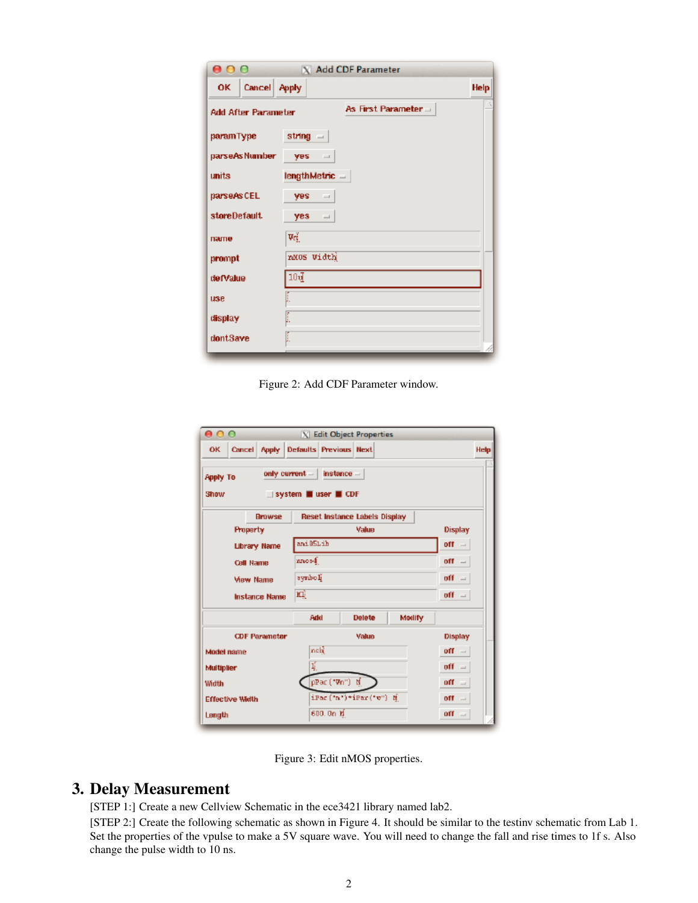Figure 2: Add CDF Parameter window.

Figure 3: Edit nMOS properties.

## 3. Delay Measurement

[STEP 1:] Create a new Cellview Schematic in the ece3421 library named lab2.

[STEP 2:] Create the following schematic as shown in Figure 4. It should be similar to the testinv schematic from Lab 1. Set the properties of the vpulse to make a 5V square wave. You will need to change the fall and rise times to 1f s. Also change the pulse width to 10 ns.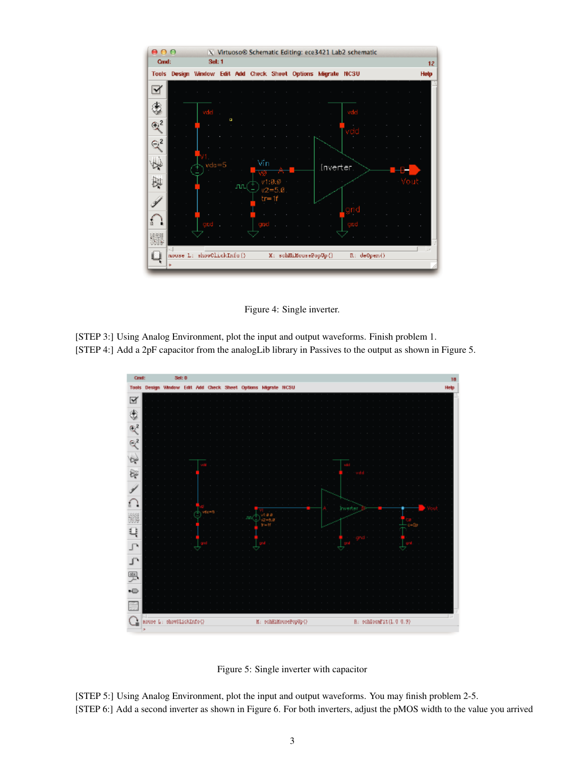Figure 4: Single inverter.

[STEP 3:] Using Analog Environment, plot the input and output waveforms. Finish problem 1.
[STEP 4:] Add a 2pF capacitor from the analogLib library in Passives to the output as shown in Figure 5.

Figure 5: Single inverter with capacitor

[STEP 5:] Using Analog Environment, plot the input and output waveforms. You may finish problem 2-5.
[STEP 6:] Add a second inverter as shown in Figure 6. For both inverters, adjust the pMOS width to the value you arrived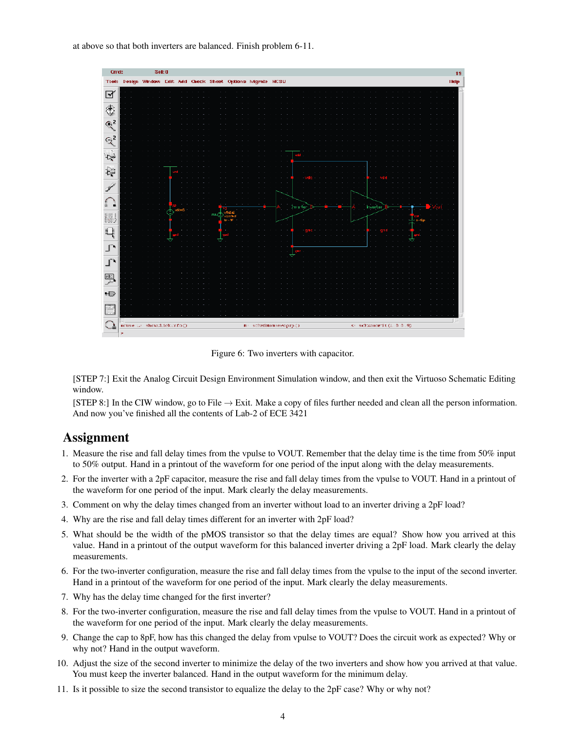at above so that both inverters are balanced. Finish problem 6-11.

Figure 6: Two inverters with capacitor.

[STEP 7:] Exit the Analog Circuit Design Environment Simulation window, and then exit the Virtuoso Schematic Editing window.

[STEP 8:] In the CIW window, go to File → Exit. Make a copy of files further needed and clean all the person information. And now you've finished all the contents of Lab-2 of ECE 3421

## Assignment

1. Measure the rise and fall delay times from the vpulse to VOUT. Remember that the delay time is the time from 50% input to 50% output. Hand in a printout of the waveform for one period of the input along with the delay measurements.
2. For the inverter with a 2pF capacitor, measure the rise and fall delay times from the vpulse to VOUT. Hand in a printout of the waveform for one period of the input. Mark clearly the delay measurements.
3. Comment on why the delay times changed from an inverter without load to an inverter driving a 2pF load?
4. Why are the rise and fall delay times different for an inverter with 2pF load?
5. What should be the width of the pMOS transistor so that the delay times are equal? Show how you arrived at this value. Hand in a printout of the output waveform for this balanced inverter driving a 2pF load. Mark clearly the delay measurements.
6. For the two-inverter configuration, measure the rise and fall delay times from the vpulse to the input of the second inverter. Hand in a printout of the waveform for one period of the input. Mark clearly the delay measurements.
7. Why has the delay time changed for the first inverter?
8. For the two-inverter configuration, measure the rise and fall delay times from the vpulse to VOUT. Hand in a printout of the waveform for one period of the input. Mark clearly the delay measurements.
9. Change the cap to 8pF, how has this changed the delay from vpulse to VOUT? Does the circuit work as expected? Why or why not? Hand in the output waveform.
10. Adjust the size of the second inverter to minimize the delay of the two inverters and show how you arrived at that value. You must keep the inverter balanced. Hand in the output waveform for the minimum delay.
11. Is it possible to size the second transistor to equalize the delay to the 2pF case? Why or why not?